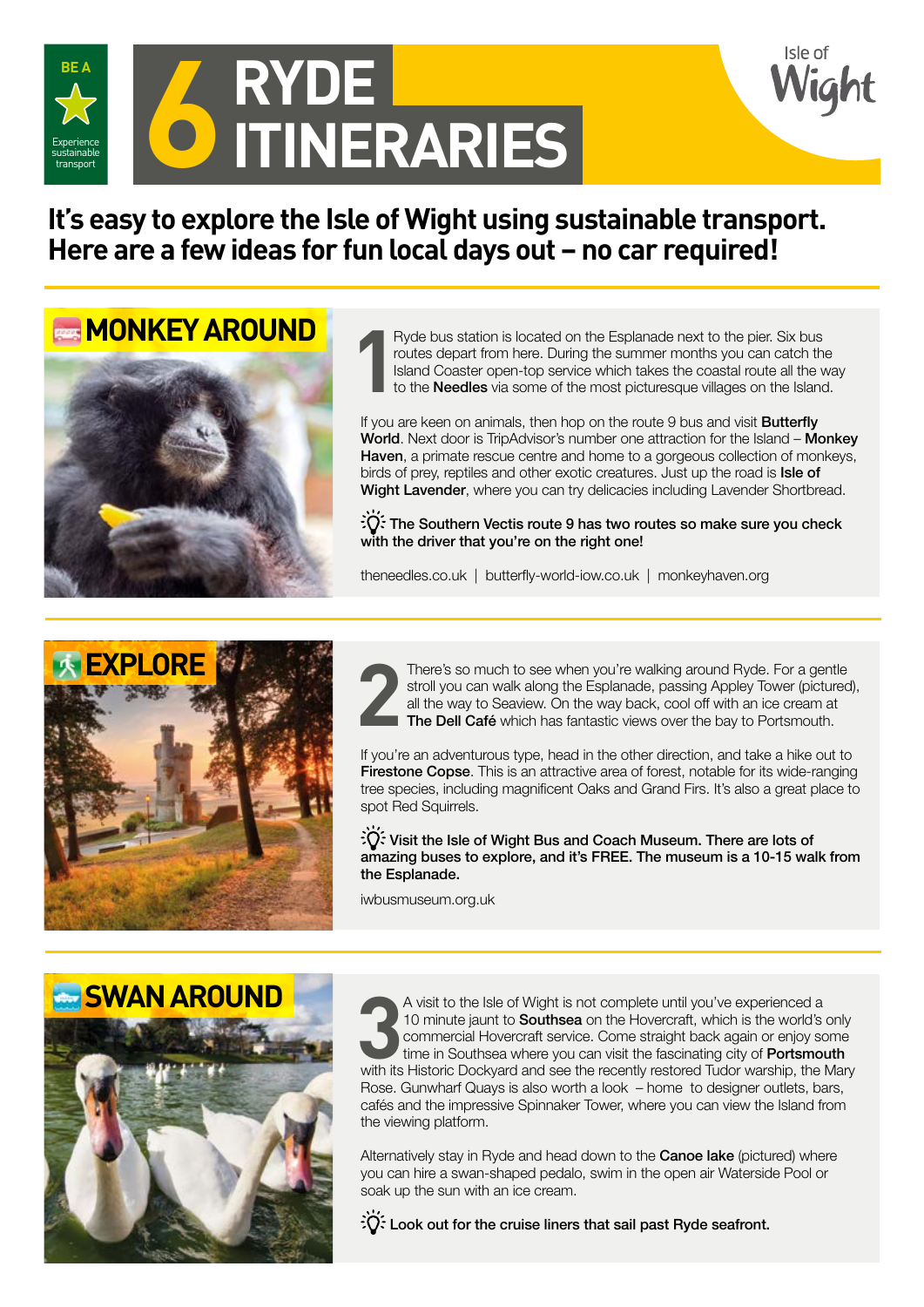BE A ★ Experience sustainable transport

# 6 RYDE ITINERARIES

Isle of Wight

## It's easy to explore the Isle of Wight using sustainable transport. Here are a few ideas for fun local days out – no car required!

## MONKEY AROUND

**1** Ryde bus station is located on the Esplanade next to the pier. Six bus routes depart from here. During the summer months you can catch the Island Coaster open-top service which takes the coastal route all the way to the **Needles** via some of the most picturesque villages on the Island.

If you are keen on animals, then hop on the route 9 bus and visit **Butterfly World**. Next door is TripAdvisor's number one attraction for the Island – **Monkey Haven**, a primate rescue centre and home to a gorgeous collection of monkeys, birds of prey, reptiles and other exotic creatures. Just up the road is **Isle of Wight Lavender**, where you can try delicacies including Lavender Shortbread.

**The Southern Vectis route 9 has two routes so make sure you check with the driver that you're on the right one!**

theneedles.co.uk | butterfly-world-iow.co.uk | monkeyhaven.org

## EXPLORE

**2** There's so much to see when you're walking around Ryde. For a gentle stroll you can walk along the Esplanade, passing Appley Tower (pictured), all the way to Seaview. On the way back, cool off with an ice cream at **The Dell Café** which has fantastic views over the bay to Portsmouth.

If you're an adventurous type, head in the other direction, and take a hike out to **Firestone Copse**. This is an attractive area of forest, notable for its wide-ranging tree species, including magnificent Oaks and Grand Firs. It's also a great place to spot Red Squirrels.

**Visit the Isle of Wight Bus and Coach Museum. There are lots of amazing buses to explore, and it's FREE. The museum is a 10-15 walk from the Esplanade.**

iwbusmuseum.org.uk

## SWAN AROUND

**3** A visit to the Isle of Wight is not complete until you've experienced a 10 minute jaunt to **Southsea** on the Hovercraft, which is the world's only commercial Hovercraft service. Come straight back again or enjoy some time in Southsea where you can visit the fascinating city of **Portsmouth** with its Historic Dockyard and see the recently restored Tudor warship, the Mary Rose. Gunwharf Quays is also worth a look – home to designer outlets, bars, cafés and the impressive Spinnaker Tower, where you can view the Island from the viewing platform.

Alternatively stay in Ryde and head down to the **Canoe lake** (pictured) where you can hire a swan-shaped pedalo, swim in the open air Waterside Pool or soak up the sun with an ice cream.

**Look out for the cruise liners that sail past Ryde seafront.**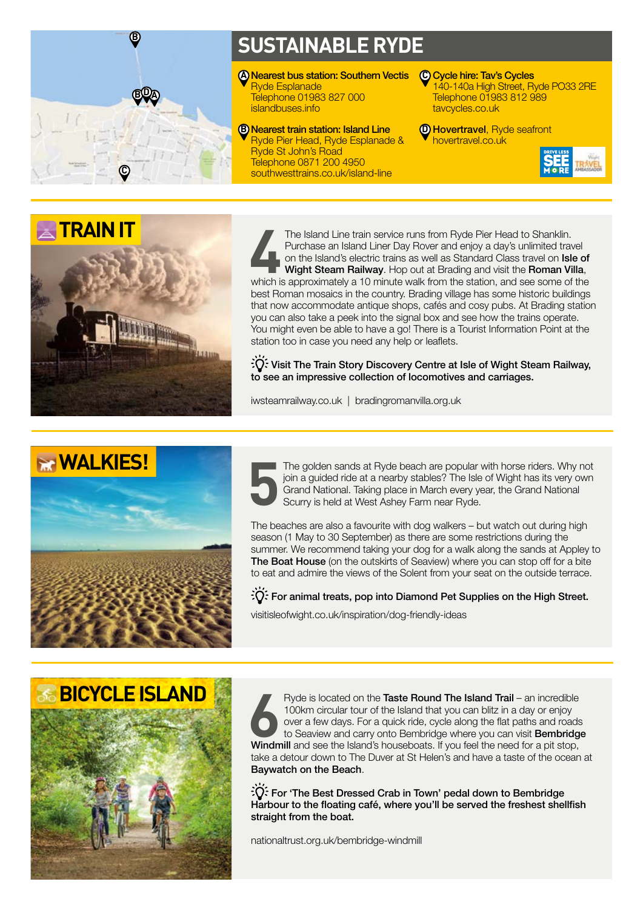# SUSTAINABLE RYDE

**A Nearest bus station: Southern Vectis**
Ryde Esplanade
Telephone 01983 827 000
islandbuses.info

**B Nearest train station: Island Line**
Ryde Pier Head, Ryde Esplanade & Ryde St John's Road
Telephone 0871 200 4950
southwesttrains.co.uk/island-line

**C Cycle hire: Tav's Cycles**
140-140a High Street, Ryde PO33 2RE
Telephone 01983 812 989
tavcycles.co.uk

**D Hovertravel**, Ryde seafront
hovertravel.co.uk

DRIVE LESS SEE MORE
Wight TRAVEL AMBASSADOR

## TRAIN IT

**4** The Island Line train service runs from Ryde Pier Head to Shanklin. Purchase an Island Liner Day Rover and enjoy a day's unlimited travel on the Island's electric trains as well as Standard Class travel on **Isle of Wight Steam Railway**. Hop out at Brading and visit the **Roman Villa**, which is approximately a 10 minute walk from the station, and see some of the best Roman mosaics in the country. Brading village has some historic buildings that now accommodate antique shops, cafés and cosy pubs. At Brading station you can also take a peek into the signal box and see how the trains operate. You might even be able to have a go! There is a Tourist Information Point at the station too in case you need any help or leaflets.

**Visit The Train Story Discovery Centre at Isle of Wight Steam Railway, to see an impressive collection of locomotives and carriages.**

iwsteamrailway.co.uk | bradingromanvilla.org.uk

## WALKIES!

**5** The golden sands at Ryde beach are popular with horse riders. Why not join a guided ride at a nearby stables? The Isle of Wight has its very own Grand National. Taking place in March every year, the Grand National Scurry is held at West Ashey Farm near Ryde.

The beaches are also a favourite with dog walkers – but watch out during high season (1 May to 30 September) as there are some restrictions during the summer. We recommend taking your dog for a walk along the sands at Appley to **The Boat House** (on the outskirts of Seaview) where you can stop off for a bite to eat and admire the views of the Solent from your seat on the outside terrace.

**For animal treats, pop into Diamond Pet Supplies on the High Street.**

visitisleofwight.co.uk/inspiration/dog-friendly-ideas

## BICYCLE ISLAND

**6** Ryde is located on the **Taste Round The Island Trail** – an incredible 100km circular tour of the Island that you can blitz in a day or enjoy over a few days. For a quick ride, cycle along the flat paths and roads to Seaview and carry onto Bembridge where you can visit **Bembridge Windmill** and see the Island's houseboats. If you feel the need for a pit stop, take a detour down to The Duver at St Helen's and have a taste of the ocean at **Baywatch on the Beach**.

**For 'The Best Dressed Crab in Town' pedal down to Bembridge Harbour to the floating café, where you'll be served the freshest shellfish straight from the boat.**

nationaltrust.org.uk/bembridge-windmill